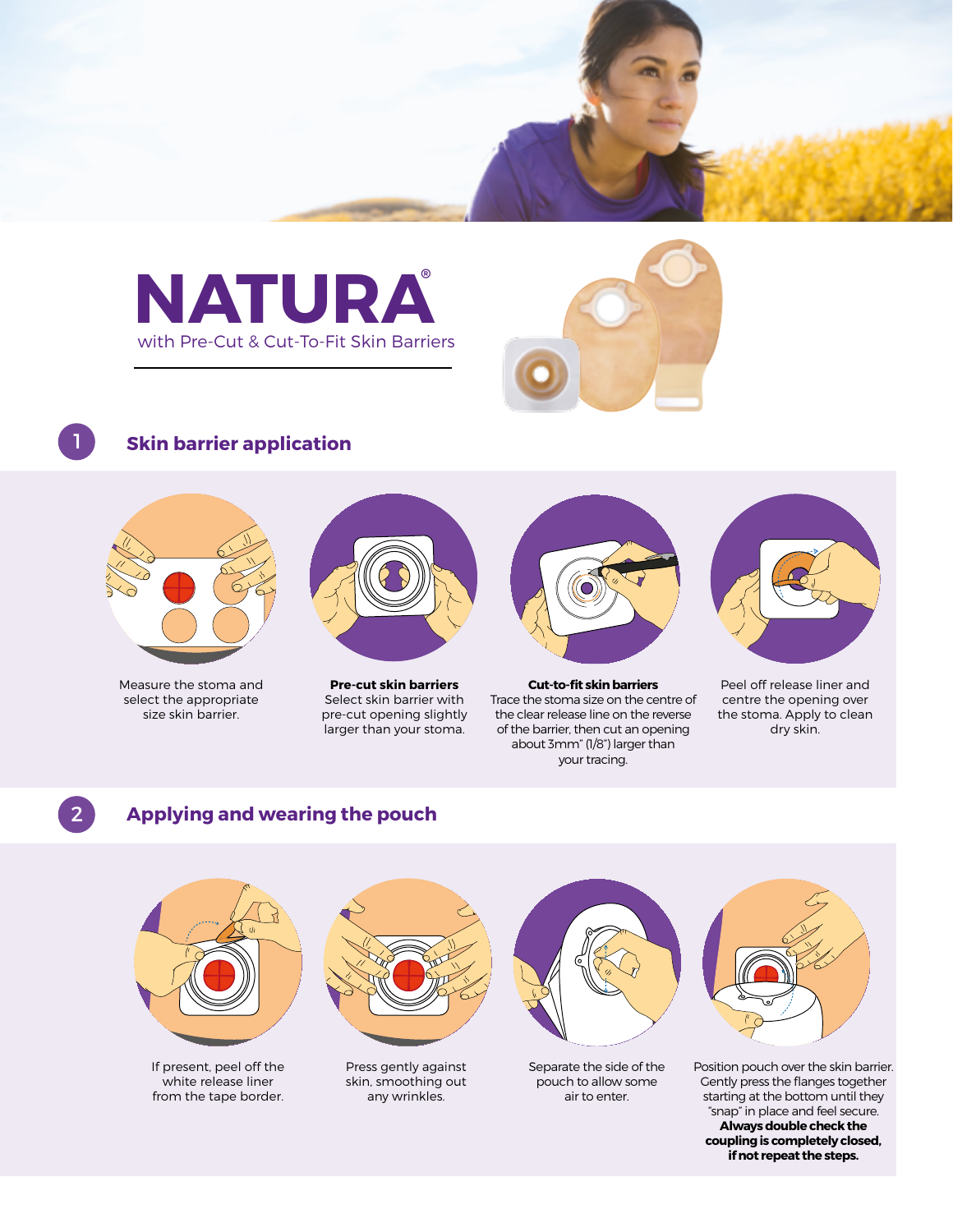# NATURA®

with Pre-Cut & Cut-To-Fit Skin Barriers

## 1 Skin barrier application

Measure the stoma and select the appropriate size skin barrier.

**Pre-cut skin barriers**
Select skin barrier with pre-cut opening slightly larger than your stoma.

**Cut-to-fit skin barriers**
Trace the stoma size on the centre of the clear release line on the reverse of the barrier, then cut an opening about 3mm" (1/8") larger than your tracing.

Peel off release liner and centre the opening over the stoma. Apply to clean dry skin.

## 2 Applying and wearing the pouch

If present, peel off the white release liner from the tape border.

Press gently against skin, smoothing out any wrinkles.

Separate the side of the pouch to allow some air to enter.

Position pouch over the skin barrier. Gently press the flanges together starting at the bottom until they "snap" in place and feel secure. **Always double check the coupling is completely closed, if not repeat the steps.**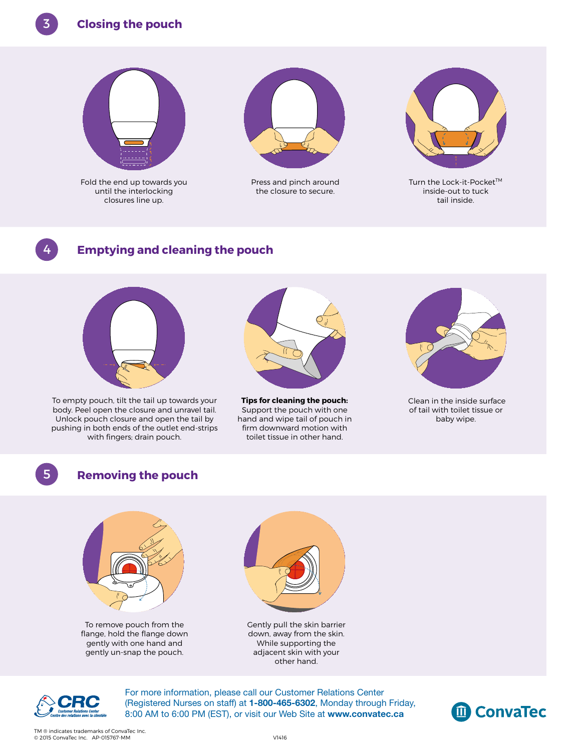## 3 Closing the pouch

Fold the end up towards you until the interlocking closures line up.

Press and pinch around the closure to secure.

Turn the Lock-it-Pocket™ inside-out to tuck tail inside.

## 4 Emptying and cleaning the pouch

To empty pouch, tilt the tail up towards your body. Peel open the closure and unravel tail. Unlock pouch closure and open the tail by pushing in both ends of the outlet end-strips with fingers; drain pouch.

**Tips for cleaning the pouch:** Support the pouch with one hand and wipe tail of pouch in firm downward motion with toilet tissue in other hand.

Clean in the inside surface of tail with toilet tissue or baby wipe.

## 5 Removing the pouch

To remove pouch from the flange, hold the flange down gently with one hand and gently un-snap the pouch.

Gently pull the skin barrier down, away from the skin. While supporting the adjacent skin with your other hand.

CRC Customer Relations Center / Centre des relations avec la clientèle

For more information, please call our Customer Relations Center (Registered Nurses on staff) at **1-800-465-6302**, Monday through Friday, 8:00 AM to 6:00 PM (EST), or visit our Web Site at **www.convatec.ca**

ConvaTec

TM ® indicates trademarks of ConvaTec Inc.
© 2015 ConvaTec Inc. AP-015767-MM

V1416